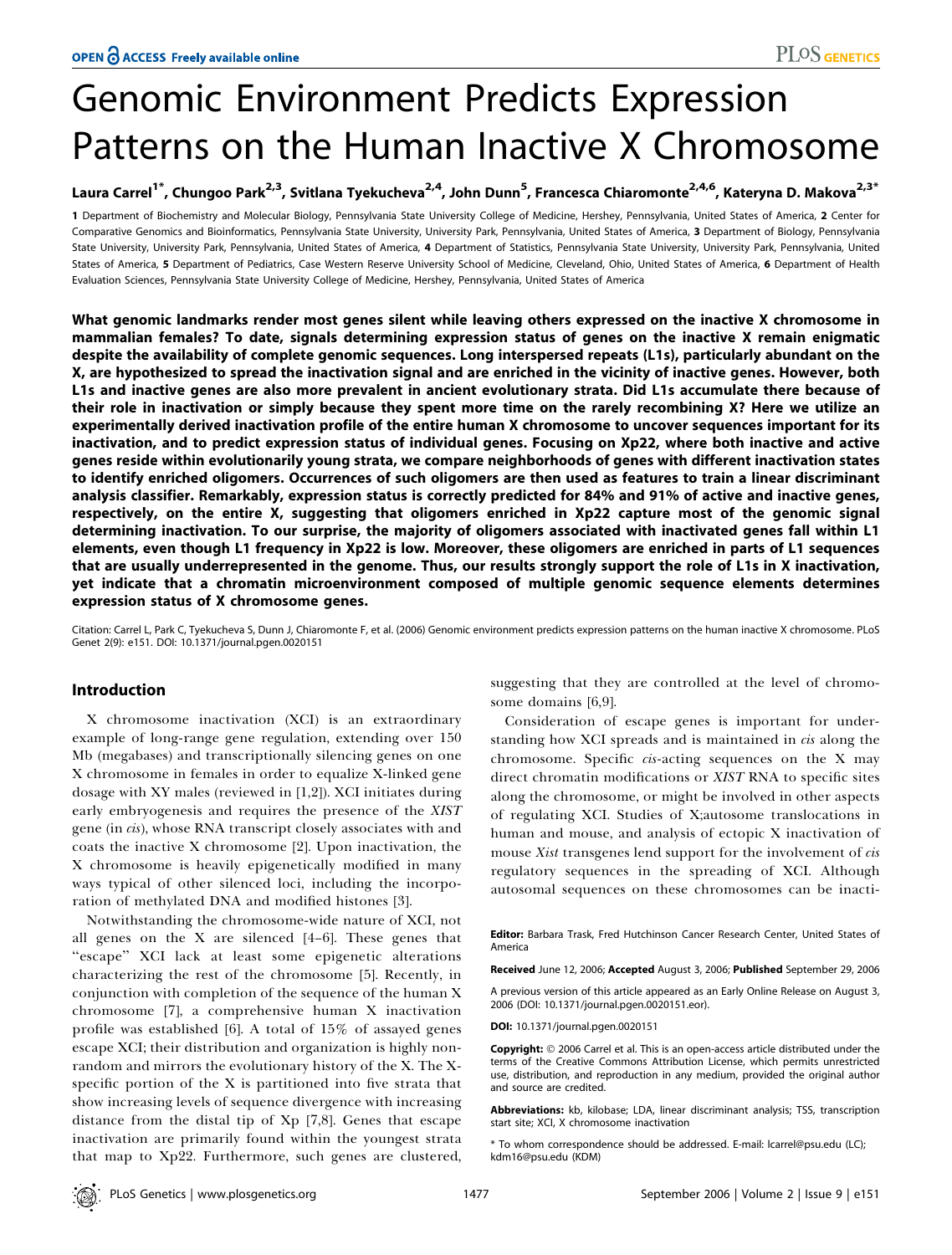# Genomic Environment Predicts Expression Patterns on the Human Inactive X Chromosome

Laura Carrel[1*], Chungoo Park[2,3], Svitlana Tyekucheva[2,4], John Dunn[5], Francesca Chiaromonte[2,4,6], Kateryna D. Makova[2,3*]

1 Department of Biochemistry and Molecular Biology, Pennsylvania State University College of Medicine, Hershey, Pennsylvania, United States of America, 2 Center for Comparative Genomics and Bioinformatics, Pennsylvania State University, University Park, Pennsylvania, United States of America, 3 Department of Biology, Pennsylvania State University, University Park, Pennsylvania, United States of America, 4 Department of Statistics, Pennsylvania State University, University Park, Pennsylvania, United States of America, 5 Department of Pediatrics, Case Western Reserve University School of Medicine, Cleveland, Ohio, United States of America, 6 Department of Health Evaluation Sciences, Pennsylvania State University College of Medicine, Hershey, Pennsylvania, United States of America

**What genomic landmarks render most genes silent while leaving others expressed on the inactive X chromosome in mammalian females? To date, signals determining expression status of genes on the inactive X remain enigmatic despite the availability of complete genomic sequences. Long interspersed repeats (L1s), particularly abundant on the X, are hypothesized to spread the inactivation signal and are enriched in the vicinity of inactive genes. However, both L1s and inactive genes are also more prevalent in ancient evolutionary strata. Did L1s accumulate there because of their role in inactivation or simply because they spent more time on the rarely recombining X? Here we utilize an experimentally derived inactivation profile of the entire human X chromosome to uncover sequences important for its inactivation, and to predict expression status of individual genes. Focusing on Xp22, where both inactive and active genes reside within evolutionarily young strata, we compare neighborhoods of genes with different inactivation states to identify enriched oligomers. Occurrences of such oligomers are then used as features to train a linear discriminant analysis classifier. Remarkably, expression status is correctly predicted for 84% and 91% of active and inactive genes, respectively, on the entire X, suggesting that oligomers enriched in Xp22 capture most of the genomic signal determining inactivation. To our surprise, the majority of oligomers associated with inactivated genes fall within L1 elements, even though L1 frequency in Xp22 is low. Moreover, these oligomers are enriched in parts of L1 sequences that are usually underrepresented in the genome. Thus, our results strongly support the role of L1s in X inactivation, yet indicate that a chromatin microenvironment composed of multiple genomic sequence elements determines expression status of X chromosome genes.**

Citation: Carrel L, Park C, Tyekucheva S, Dunn J, Chiaromonte F, et al. (2006) Genomic environment predicts expression patterns on the human inactive X chromosome. PLoS Genet 2(9): e151. DOI: 10.1371/journal.pgen.0020151

## Introduction

X chromosome inactivation (XCI) is an extraordinary example of long-range gene regulation, extending over 150 Mb (megabases) and transcriptionally silencing genes on one X chromosome in females in order to equalize X-linked gene dosage with XY males (reviewed in [1,2]). XCI initiates during early embryogenesis and requires the presence of the *XIST* gene (in *cis*), whose RNA transcript closely associates with and coats the inactive X chromosome [2]. Upon inactivation, the X chromosome is heavily epigenetically modified in many ways typical of other silenced loci, including the incorporation of methylated DNA and modified histones [3].

Notwithstanding the chromosome-wide nature of XCI, not all genes on the X are silenced [4–6]. These genes that "escape" XCI lack at least some epigenetic alterations characterizing the rest of the chromosome [5]. Recently, in conjunction with completion of the sequence of the human X chromosome [7], a comprehensive human X inactivation profile was established [6]. A total of 15% of assayed genes escape XCI; their distribution and organization is highly nonrandom and mirrors the evolutionary history of the X. The X-specific portion of the X is partitioned into five strata that show increasing levels of sequence divergence with increasing distance from the distal tip of Xp [7,8]. Genes that escape inactivation are primarily found within the youngest strata that map to Xp22. Furthermore, such genes are clustered, suggesting that they are controlled at the level of chromosome domains [6,9].

Consideration of escape genes is important for understanding how XCI spreads and is maintained in *cis* along the chromosome. Specific *cis*-acting sequences on the X may direct chromatin modifications or *XIST* RNA to specific sites along the chromosome, or might be involved in other aspects of regulating XCI. Studies of X;autosome translocations in human and mouse, and analysis of ectopic X inactivation of mouse *Xist* transgenes lend support for the involvement of *cis* regulatory sequences in the spreading of XCI. Although autosomal sequences on these chromosomes can be inacti-

**Editor:** Barbara Trask, Fred Hutchinson Cancer Research Center, United States of America

**Received** June 12, 2006; **Accepted** August 3, 2006; **Published** September 29, 2006

A previous version of this article appeared as an Early Online Release on August 3, 2006 (DOI: 10.1371/journal.pgen.0020151.eor).

**DOI:** 10.1371/journal.pgen.0020151

**Copyright:** © 2006 Carrel et al. This is an open-access article distributed under the terms of the Creative Commons Attribution License, which permits unrestricted use, distribution, and reproduction in any medium, provided the original author and source are credited.

**Abbreviations:** kb, kilobase; LDA, linear discriminant analysis; TSS, transcription start site; XCI, X chromosome inactivation

\* To whom correspondence should be addressed. E-mail: lcarrel@psu.edu (LC); kdm16@psu.edu (KDM)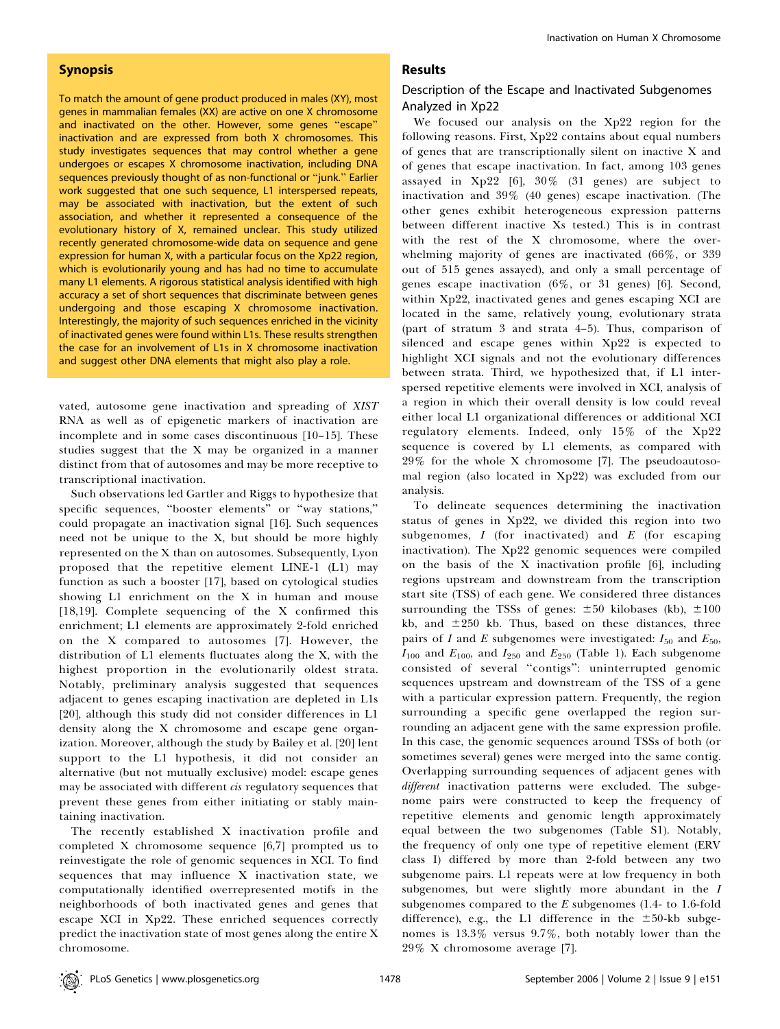## Synopsis

To match the amount of gene product produced in males (XY), most genes in mammalian females (XX) are active on one X chromosome and inactivated on the other. However, some genes "escape" inactivation and are expressed from both X chromosomes. This study investigates sequences that may control whether a gene undergoes or escapes X chromosome inactivation, including DNA sequences previously thought of as non-functional or "junk." Earlier work suggested that one such sequence, L1 interspersed repeats, may be associated with inactivation, but the extent of such association, and whether it represented a consequence of the evolutionary history of X, remained unclear. This study utilized recently generated chromosome-wide data on sequence and gene expression for human X, with a particular focus on the Xp22 region, which is evolutionarily young and has had no time to accumulate many L1 elements. A rigorous statistical analysis identified with high accuracy a set of short sequences that discriminate between genes undergoing and those escaping X chromosome inactivation. Interestingly, the majority of such sequences enriched in the vicinity of inactivated genes were found within L1s. These results strengthen the case for an involvement of L1s in X chromosome inactivation and suggest other DNA elements that might also play a role.

vated, autosome gene inactivation and spreading of *XIST* RNA as well as of epigenetic markers of inactivation are incomplete and in some cases discontinuous [10–15]. These studies suggest that the X may be organized in a manner distinct from that of autosomes and may be more receptive to transcriptional inactivation.

Such observations led Gartler and Riggs to hypothesize that specific sequences, "booster elements" or "way stations," could propagate an inactivation signal [16]. Such sequences need not be unique to the X, but should be more highly represented on the X than on autosomes. Subsequently, Lyon proposed that the repetitive element LINE-1 (L1) may function as such a booster [17], based on cytological studies showing L1 enrichment on the X in human and mouse [18,19]. Complete sequencing of the X confirmed this enrichment; L1 elements are approximately 2-fold enriched on the X compared to autosomes [7]. However, the distribution of L1 elements fluctuates along the X, with the highest proportion in the evolutionarily oldest strata. Notably, preliminary analysis suggested that sequences adjacent to genes escaping inactivation are depleted in L1s [20], although this study did not consider differences in L1 density along the X chromosome and escape gene organization. Moreover, although the study by Bailey et al. [20] lent support to the L1 hypothesis, it did not consider an alternative (but not mutually exclusive) model: escape genes may be associated with different *cis* regulatory sequences that prevent these genes from either initiating or stably maintaining inactivation.

The recently established X inactivation profile and completed X chromosome sequence [6,7] prompted us to reinvestigate the role of genomic sequences in XCI. To find sequences that may influence X inactivation state, we computationally identified overrepresented motifs in the neighborhoods of both inactivated genes and genes that escape XCI in Xp22. These enriched sequences correctly predict the inactivation state of most genes along the entire X chromosome.

## Results

### Description of the Escape and Inactivated Subgenomes Analyzed in Xp22

We focused our analysis on the Xp22 region for the following reasons. First, Xp22 contains about equal numbers of genes that are transcriptionally silent on inactive X and of genes that escape inactivation. In fact, among 103 genes assayed in Xp22 [6], 30% (31 genes) are subject to inactivation and 39% (40 genes) escape inactivation. (The other genes exhibit heterogeneous expression patterns between different inactive Xs tested.) This is in contrast with the rest of the X chromosome, where the overwhelming majority of genes are inactivated (66%, or 339 out of 515 genes assayed), and only a small percentage of genes escape inactivation (6%, or 31 genes) [6]. Second, within Xp22, inactivated genes and genes escaping XCI are located in the same, relatively young, evolutionary strata (part of stratum 3 and strata 4–5). Thus, comparison of silenced and escape genes within Xp22 is expected to highlight XCI signals and not the evolutionary differences between strata. Third, we hypothesized that, if L1 interspersed repetitive elements were involved in XCI, analysis of a region in which their overall density is low could reveal either local L1 organizational differences or additional XCI regulatory elements. Indeed, only 15% of the Xp22 sequence is covered by L1 elements, as compared with 29% for the whole X chromosome [7]. The pseudoautosomal region (also located in Xp22) was excluded from our analysis.

To delineate sequences determining the inactivation status of genes in Xp22, we divided this region into two subgenomes, *I* (for inactivated) and *E* (for escaping inactivation). The Xp22 genomic sequences were compiled on the basis of the X inactivation profile [6], including regions upstream and downstream from the transcription start site (TSS) of each gene. We considered three distances surrounding the TSSs of genes: ±50 kilobases (kb), ±100 kb, and ±250 kb. Thus, based on these distances, three pairs of *I* and *E* subgenomes were investigated: $I_{50}$ and $E_{50}$, $I_{100}$ and $E_{100}$, and $I_{250}$ and $E_{250}$ (Table 1). Each subgenome consisted of several "contigs": uninterrupted genomic sequences upstream and downstream of the TSS of a gene with a particular expression pattern. Frequently, the region surrounding a specific gene overlapped the region surrounding an adjacent gene with the same expression profile. In this case, the genomic sequences around TSSs of both (or sometimes several) genes were merged into the same contig. Overlapping surrounding sequences of adjacent genes with *different* inactivation patterns were excluded. The subgenome pairs were constructed to keep the frequency of repetitive elements and genomic length approximately equal between the two subgenomes (Table S1). Notably, the frequency of only one type of repetitive element (ERV class I) differed by more than 2-fold between any two subgenome pairs. L1 repeats were at low frequency in both subgenomes, but were slightly more abundant in the *I* subgenomes compared to the *E* subgenomes (1.4- to 1.6-fold difference), e.g., the L1 difference in the ±50-kb subgenomes is 13.3% versus 9.7%, both notably lower than the 29% X chromosome average [7].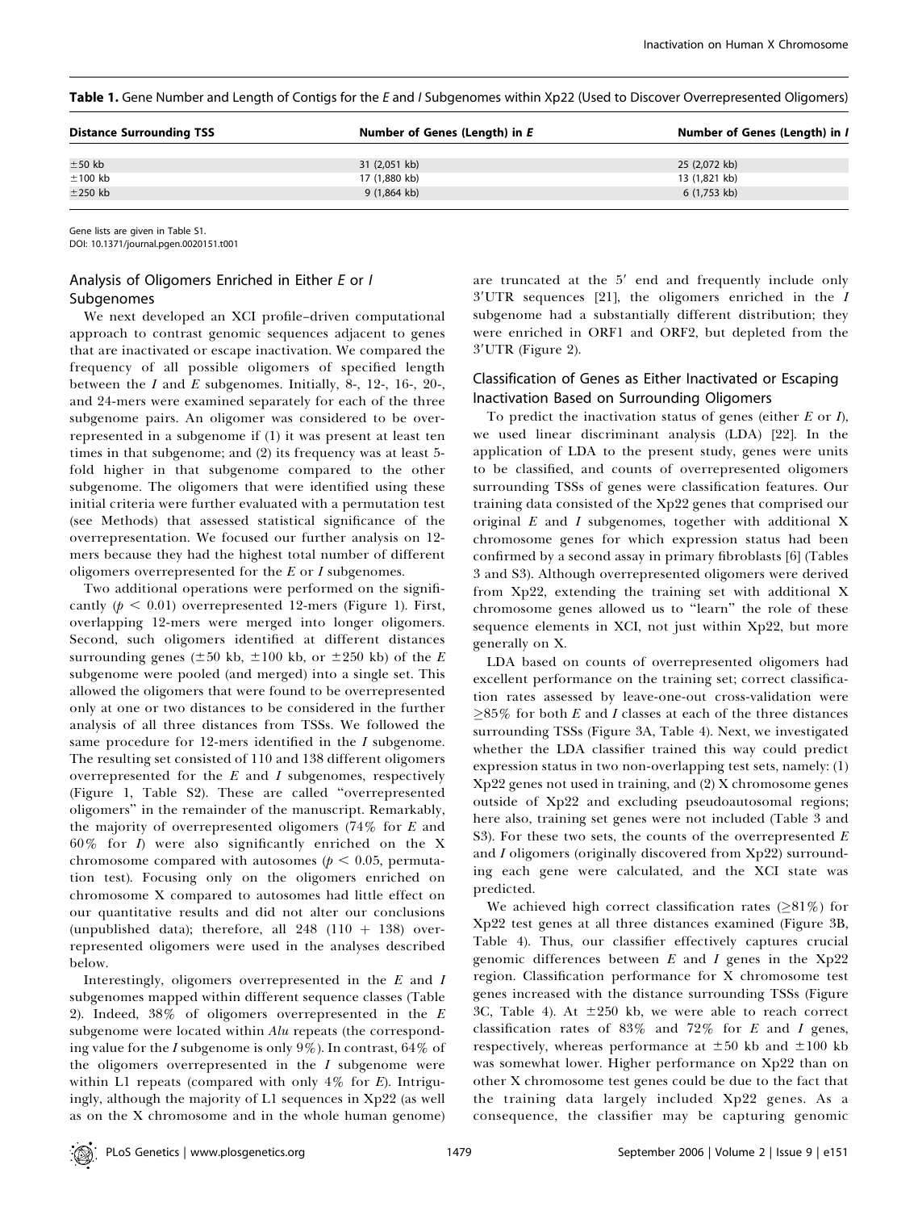**Table 1.** Gene Number and Length of Contigs for the *E* and *I* Subgenomes within Xp22 (Used to Discover Overrepresented Oligomers)

| Distance Surrounding TSS | Number of Genes (Length) in *E* | Number of Genes (Length) in *I* |
| --- | --- | --- |
| ±50 kb | 31 (2,051 kb) | 25 (2,072 kb) |
| ±100 kb | 17 (1,880 kb) | 13 (1,821 kb) |
| ±250 kb | 9 (1,864 kb) | 6 (1,753 kb) |

Gene lists are given in Table S1.
DOI: 10.1371/journal.pgen.0020151.t001

### Analysis of Oligomers Enriched in Either *E* or *I* Subgenomes

We next developed an XCI profile–driven computational approach to contrast genomic sequences adjacent to genes that are inactivated or escape inactivation. We compared the frequency of all possible oligomers of specified length between the *I* and *E* subgenomes. Initially, 8-, 12-, 16-, 20-, and 24-mers were examined separately for each of the three subgenome pairs. An oligomer was considered to be overrepresented in a subgenome if (1) it was present at least ten times in that subgenome; and (2) its frequency was at least 5-fold higher in that subgenome compared to the other subgenome. The oligomers that were identified using these initial criteria were further evaluated with a permutation test (see Methods) that assessed statistical significance of the overrepresentation. We focused our further analysis on 12-mers because they had the highest total number of different oligomers overrepresented for the *E* or *I* subgenomes.

Two additional operations were performed on the significantly ($p < 0.01$) overrepresented 12-mers (Figure 1). First, overlapping 12-mers were merged into longer oligomers. Second, such oligomers identified at different distances surrounding genes (±50 kb, ±100 kb, or ±250 kb) of the *E* subgenome were pooled (and merged) into a single set. This allowed the oligomers that were found to be overrepresented only at one or two distances to be considered in the further analysis of all three distances from TSSs. We followed the same procedure for 12-mers identified in the *I* subgenome. The resulting set consisted of 110 and 138 different oligomers overrepresented for the *E* and *I* subgenomes, respectively (Figure 1, Table S2). These are called "overrepresented oligomers" in the remainder of the manuscript. Remarkably, the majority of overrepresented oligomers (74% for *E* and 60% for *I*) were also significantly enriched on the X chromosome compared with autosomes ($p < 0.05$, permutation test). Focusing only on the oligomers enriched on chromosome X compared to autosomes had little effect on our quantitative results and did not alter our conclusions (unpublished data); therefore, all 248 (110 + 138) overrepresented oligomers were used in the analyses described below.

Interestingly, oligomers overrepresented in the *E* and *I* subgenomes mapped within different sequence classes (Table 2). Indeed, 38% of oligomers overrepresented in the *E* subgenome were located within *Alu* repeats (the corresponding value for the *I* subgenome is only 9%). In contrast, 64% of the oligomers overrepresented in the *I* subgenome were within L1 repeats (compared with only 4% for *E*). Intriguingly, although the majority of L1 sequences in Xp22 (as well as on the X chromosome and in the whole human genome) are truncated at the 5′ end and frequently include only 3′UTR sequences [21], the oligomers enriched in the *I* subgenome had a substantially different distribution; they were enriched in ORF1 and ORF2, but depleted from the 3′UTR (Figure 2).

### Classification of Genes as Either Inactivated or Escaping Inactivation Based on Surrounding Oligomers

To predict the inactivation status of genes (either *E* or *I*), we used linear discriminant analysis (LDA) [22]. In the application of LDA to the present study, genes were units to be classified, and counts of overrepresented oligomers surrounding TSSs of genes were classification features. Our training data consisted of the Xp22 genes that comprised our original *E* and *I* subgenomes, together with additional X chromosome genes for which expression status had been confirmed by a second assay in primary fibroblasts [6] (Tables 3 and S3). Although overrepresented oligomers were derived from Xp22, extending the training set with additional X chromosome genes allowed us to "learn" the role of these sequence elements in XCI, not just within Xp22, but more generally on X.

LDA based on counts of overrepresented oligomers had excellent performance on the training set; correct classification rates assessed by leave-one-out cross-validation were ≥85% for both *E* and *I* classes at each of the three distances surrounding TSSs (Figure 3A, Table 4). Next, we investigated whether the LDA classifier trained this way could predict expression status in two non-overlapping test sets, namely: (1) Xp22 genes not used in training, and (2) X chromosome genes outside of Xp22 and excluding pseudoautosomal regions; here also, training set genes were not included (Table 3 and S3). For these two sets, the counts of the overrepresented *E* and *I* oligomers (originally discovered from Xp22) surrounding each gene were calculated, and the XCI state was predicted.

We achieved high correct classification rates (≥81%) for Xp22 test genes at all three distances examined (Figure 3B, Table 4). Thus, our classifier effectively captures crucial genomic differences between *E* and *I* genes in the Xp22 region. Classification performance for X chromosome test genes increased with the distance surrounding TSSs (Figure 3C, Table 4). At ±250 kb, we were able to reach correct classification rates of 83% and 72% for *E* and *I* genes, respectively, whereas performance at ±50 kb and ±100 kb was somewhat lower. Higher performance on Xp22 than on other X chromosome test genes could be due to the fact that the training data largely included Xp22 genes. As a consequence, the classifier may be capturing genomic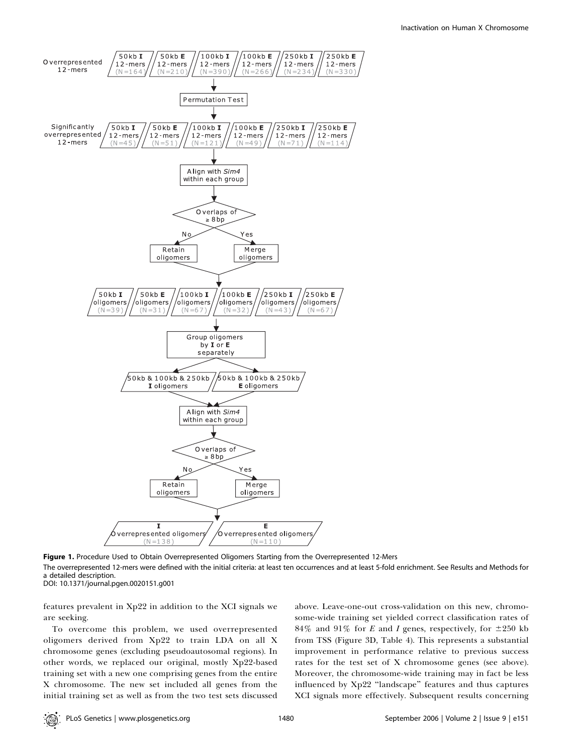**Figure 1.** Procedure Used to Obtain Overrepresented Oligomers Starting from the Overrepresented 12-Mers

The overrepresented 12-mers were defined with the initial criteria: at least ten occurrences and at least 5-fold enrichment. See Results and Methods for a detailed description.

DOI: 10.1371/journal.pgen.0020151.g001

features prevalent in Xp22 in addition to the XCI signals we are seeking.

To overcome this problem, we used overrepresented oligomers derived from Xp22 to train LDA on all X chromosome genes (excluding pseudoautosomal regions). In other words, we replaced our original, mostly Xp22-based training set with a new one comprising genes from the entire X chromosome. The new set included all genes from the initial training set as well as from the two test sets discussed above. Leave-one-out cross-validation on this new, chromosome-wide training set yielded correct classification rates of 84% and 91% for *E* and *I* genes, respectively, for ±250 kb from TSS (Figure 3D, Table 4). This represents a substantial improvement in performance relative to previous success rates for the test set of X chromosome genes (see above). Moreover, the chromosome-wide training may in fact be less influenced by Xp22 "landscape" features and thus captures XCI signals more effectively. Subsequent results concerning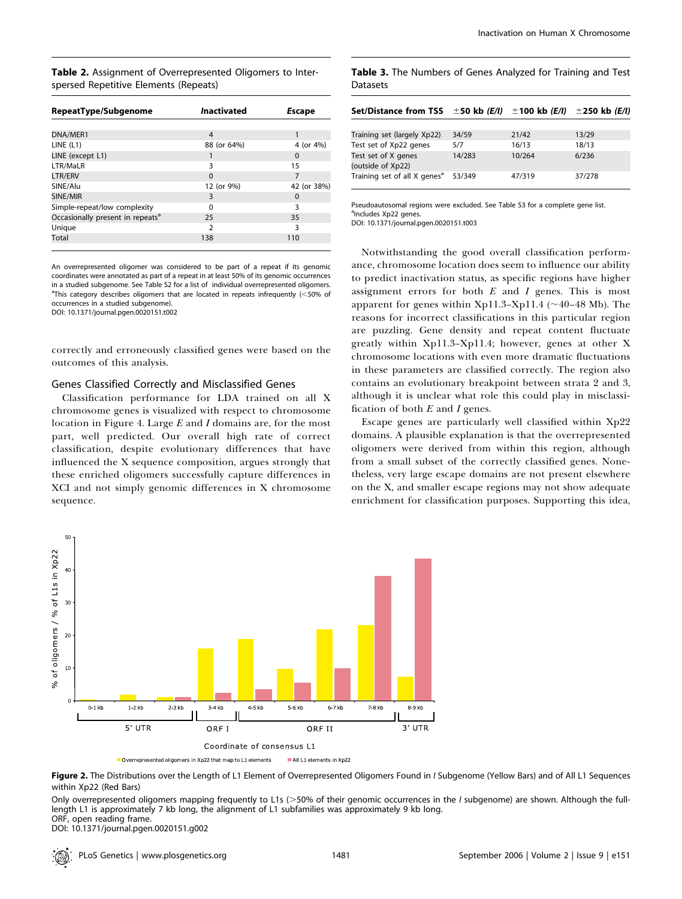**Table 2.** Assignment of Overrepresented Oligomers to Interspersed Repetitive Elements (Repeats)

| RepeatType/Subgenome | *Inactivated* | *Escape* |
|---|---|---|
| DNA/MER1 | 4 | 1 |
| LINE (L1) | 88 (or 64%) | 4 (or 4%) |
| LINE (except L1) | 1 | 0 |
| LTR/MaLR | 3 | 15 |
| LTR/ERV | 0 | 7 |
| SINE/Alu | 12 (or 9%) | 42 (or 38%) |
| SINE/MIR | 3 | 0 |
| Simple-repeat/low complexity | 0 | 3 |
| Occasionally present in repeats[a] | 25 | 35 |
| Unique | 2 | 3 |
| Total | 138 | 110 |

An overrepresented oligomer was considered to be part of a repeat if its genomic coordinates were annotated as part of a repeat in at least 50% of its genomic occurrences in a studied subgenome. See Table S2 for a list of individual overrepresented oligomers.
[a]This category describes oligomers that are located in repeats infrequently (<50% of occurrences in a studied subgenome).
DOI: 10.1371/journal.pgen.0020151.t002

correctly and erroneously classified genes were based on the outcomes of this analysis.

## Genes Classified Correctly and Misclassified Genes

Classification performance for LDA trained on all X chromosome genes is visualized with respect to chromosome location in Figure 4. Large *E* and *I* domains are, for the most part, well predicted. Our overall high rate of correct classification, despite evolutionary differences that have influenced the X sequence composition, argues strongly that these enriched oligomers successfully capture differences in XCI and not simply genomic differences in X chromosome sequence.

**Table 3.** The Numbers of Genes Analyzed for Training and Test Datasets

| Set/Distance from TSS | ±50 kb *(E/I)* | ±100 kb *(E/I)* | ±250 kb *(E/I)* |
|---|---|---|---|
| Training set (largely Xp22) | 34/59 | 21/42 | 13/29 |
| Test set of Xp22 genes | 5/7 | 16/13 | 18/13 |
| Test set of X genes (outside of Xp22) | 14/283 | 10/264 | 6/236 |
| Training set of all X genes[a] | 53/349 | 47/319 | 37/278 |

Pseudoautosomal regions were excluded. See Table S3 for a complete gene list.
[a]Includes Xp22 genes.
DOI: 10.1371/journal.pgen.0020151.t003

Notwithstanding the good overall classification performance, chromosome location does seem to influence our ability to predict inactivation status, as specific regions have higher assignment errors for both *E* and *I* genes. This is most apparent for genes within Xp11.3–Xp11.4 (~40–48 Mb). The reasons for incorrect classifications in this particular region are puzzling. Gene density and repeat content fluctuate greatly within Xp11.3–Xp11.4; however, genes at other X chromosome locations with even more dramatic fluctuations in these parameters are classified correctly. The region also contains an evolutionary breakpoint between strata 2 and 3, although it is unclear what role this could play in misclassification of both *E* and *I* genes.

Escape genes are particularly well classified within Xp22 domains. A plausible explanation is that the overrepresented oligomers were derived from within this region, although from a small subset of the correctly classified genes. Nonetheless, very large escape domains are not present elsewhere on the X, and smaller escape regions may not show adequate enrichment for classification purposes. Supporting this idea,

**Figure 2.** The Distributions over the Length of L1 Element of Overrepresented Oligomers Found in *I* Subgenome (Yellow Bars) and of All L1 Sequences within Xp22 (Red Bars)

Only overrepresented oligomers mapping frequently to L1s (>50% of their genomic occurrences in the *I* subgenome) are shown. Although the full-length L1 is approximately 7 kb long, the alignment of L1 subfamilies was approximately 9 kb long.
ORF, open reading frame.
DOI: 10.1371/journal.pgen.0020151.g002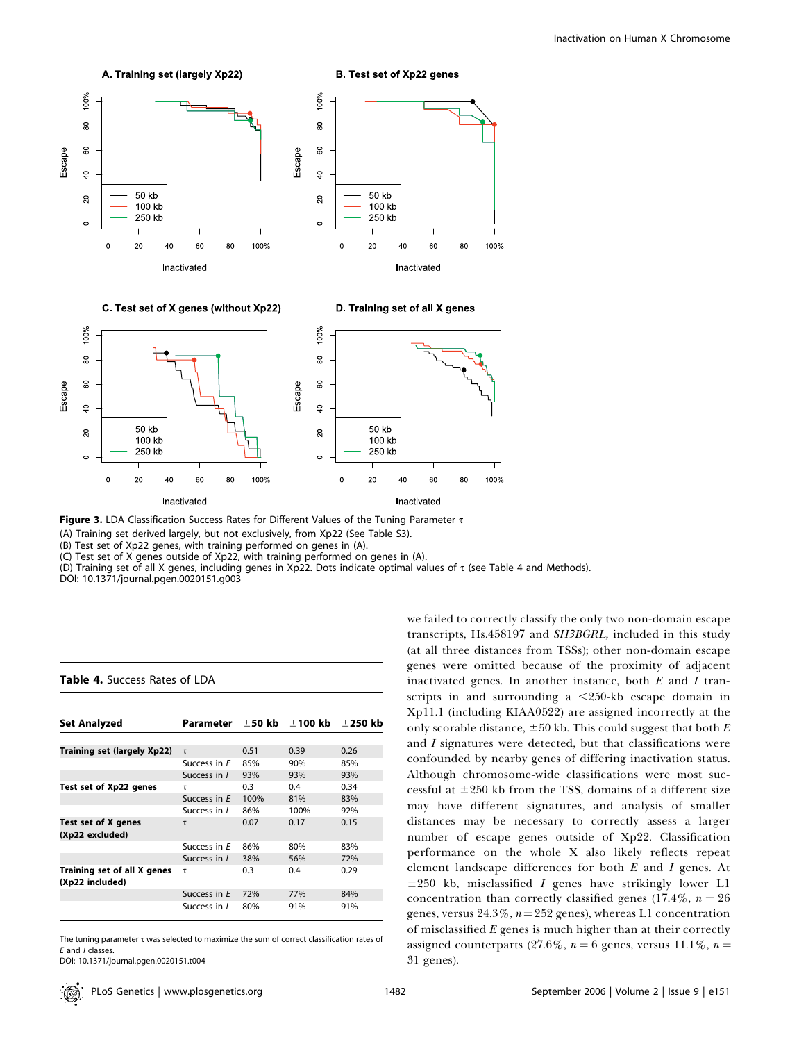**Figure 3.** LDA Classification Success Rates for Different Values of the Tuning Parameter τ

(A) Training set derived largely, but not exclusively, from Xp22 (See Table S3).

(B) Test set of Xp22 genes, with training performed on genes in (A).

(C) Test set of X genes outside of Xp22, with training performed on genes in (A).

(D) Training set of all X genes, including genes in Xp22. Dots indicate optimal values of τ (see Table 4 and Methods).

DOI: 10.1371/journal.pgen.0020151.g003

**Table 4.** Success Rates of LDA

| Set Analyzed | Parameter | ±50 kb | ±100 kb | ±250 kb |
|---|---|---|---|---|
| **Training set (largely Xp22)** | τ | 0.51 | 0.39 | 0.26 |
| | Success in *E* | 85% | 90% | 85% |
| | Success in *I* | 93% | 93% | 93% |
| **Test set of Xp22 genes** | τ | 0.3 | 0.4 | 0.34 |
| | Success in *E* | 100% | 81% | 83% |
| | Success in *I* | 86% | 100% | 92% |
| **Test set of X genes (Xp22 excluded)** | τ | 0.07 | 0.17 | 0.15 |
| | Success in *E* | 86% | 80% | 83% |
| | Success in *I* | 38% | 56% | 72% |
| **Training set of all X genes (Xp22 included)** | τ | 0.3 | 0.4 | 0.29 |
| | Success in *E* | 72% | 77% | 84% |
| | Success in *I* | 80% | 91% | 91% |

The tuning parameter τ was selected to maximize the sum of correct classification rates of *E* and *I* classes.

DOI: 10.1371/journal.pgen.0020151.t004

we failed to correctly classify the only two non-domain escape transcripts, Hs.458197 and *SH3BGRL,* included in this study (at all three distances from TSSs); other non-domain escape genes were omitted because of the proximity of adjacent inactivated genes. In another instance, both *E* and *I* transcripts in and surrounding a <250-kb escape domain in Xp11.1 (including KIAA0522) are assigned incorrectly at the only scorable distance, ±50 kb. This could suggest that both *E* and *I* signatures were detected, but that classifications were confounded by nearby genes of differing inactivation status. Although chromosome-wide classifications were most successful at ±250 kb from the TSS, domains of a different size may have different signatures, and analysis of smaller distances may be necessary to correctly assess a larger number of escape genes outside of Xp22. Classification performance on the whole X also likely reflects repeat element landscape differences for both *E* and *I* genes. At ±250 kb, misclassified *I* genes have strikingly lower L1 concentration than correctly classified genes (17.4%, $n = 26$ genes, versus 24.3%, $n = 252$ genes), whereas L1 concentration of misclassified *E* genes is much higher than at their correctly assigned counterparts (27.6%, $n = 6$ genes, versus 11.1%, $n = 31$ genes).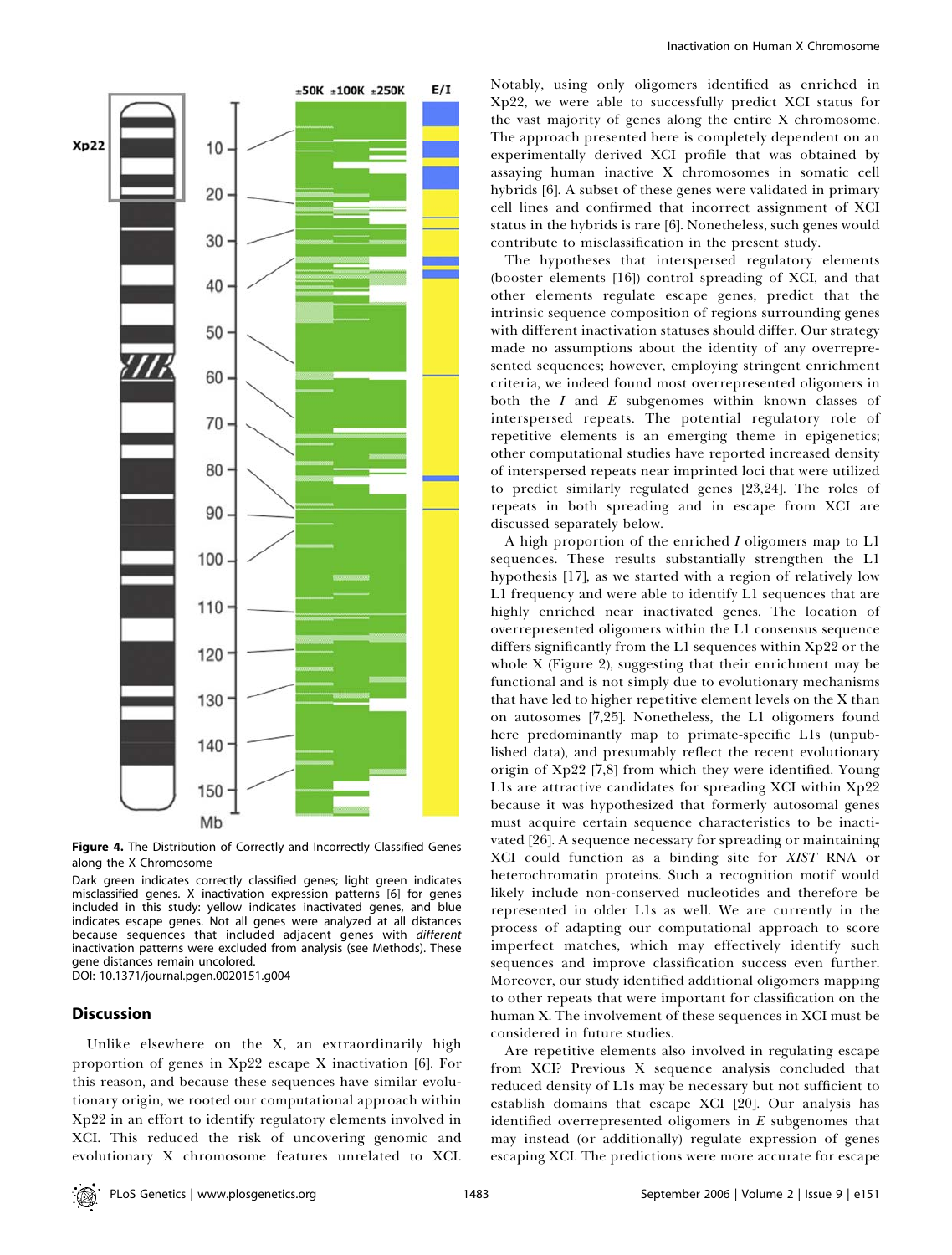**Figure 4.** The Distribution of Correctly and Incorrectly Classified Genes along the X Chromosome

Dark green indicates correctly classified genes; light green indicates misclassified genes. X inactivation expression patterns [6] for genes included in this study: yellow indicates inactivated genes, and blue indicates escape genes. Not all genes were analyzed at all distances because sequences that included adjacent genes with *different* inactivation patterns were excluded from analysis (see Methods). These gene distances remain uncolored.

DOI: 10.1371/journal.pgen.0020151.g004

## Discussion

Unlike elsewhere on the X, an extraordinarily high proportion of genes in Xp22 escape X inactivation [6]. For this reason, and because these sequences have similar evolutionary origin, we rooted our computational approach within Xp22 in an effort to identify regulatory elements involved in XCI. This reduced the risk of uncovering genomic and evolutionary X chromosome features unrelated to XCI. Notably, using only oligomers identified as enriched in Xp22, we were able to successfully predict XCI status for the vast majority of genes along the entire X chromosome. The approach presented here is completely dependent on an experimentally derived XCI profile that was obtained by assaying human inactive X chromosomes in somatic cell hybrids [6]. A subset of these genes were validated in primary cell lines and confirmed that incorrect assignment of XCI status in the hybrids is rare [6]. Nonetheless, such genes would contribute to misclassification in the present study.

The hypotheses that interspersed regulatory elements (booster elements [16]) control spreading of XCI, and that other elements regulate escape genes, predict that the intrinsic sequence composition of regions surrounding genes with different inactivation statuses should differ. Our strategy made no assumptions about the identity of any overrepresented sequences; however, employing stringent enrichment criteria, we indeed found most overrepresented oligomers in both the *I* and *E* subgenomes within known classes of interspersed repeats. The potential regulatory role of repetitive elements is an emerging theme in epigenetics; other computational studies have reported increased density of interspersed repeats near imprinted loci that were utilized to predict similarly regulated genes [23,24]. The roles of repeats in both spreading and in escape from XCI are discussed separately below.

A high proportion of the enriched *I* oligomers map to L1 sequences. These results substantially strengthen the L1 hypothesis [17], as we started with a region of relatively low L1 frequency and were able to identify L1 sequences that are highly enriched near inactivated genes. The location of overrepresented oligomers within the L1 consensus sequence differs significantly from the L1 sequences within Xp22 or the whole X (Figure 2), suggesting that their enrichment may be functional and is not simply due to evolutionary mechanisms that have led to higher repetitive element levels on the X than on autosomes [7,25]. Nonetheless, the L1 oligomers found here predominantly map to primate-specific L1s (unpublished data), and presumably reflect the recent evolutionary origin of Xp22 [7,8] from which they were identified. Young L1s are attractive candidates for spreading XCI within Xp22 because it was hypothesized that formerly autosomal genes must acquire certain sequence characteristics to be inactivated [26]. A sequence necessary for spreading or maintaining XCI could function as a binding site for *XIST* RNA or heterochromatin proteins. Such a recognition motif would likely include non-conserved nucleotides and therefore be represented in older L1s as well. We are currently in the process of adapting our computational approach to score imperfect matches, which may effectively identify such sequences and improve classification success even further. Moreover, our study identified additional oligomers mapping to other repeats that were important for classification on the human X. The involvement of these sequences in XCI must be considered in future studies.

Are repetitive elements also involved in regulating escape from XCI? Previous X sequence analysis concluded that reduced density of L1s may be necessary but not sufficient to establish domains that escape XCI [20]. Our analysis has identified overrepresented oligomers in *E* subgenomes that may instead (or additionally) regulate expression of genes escaping XCI. The predictions were more accurate for escape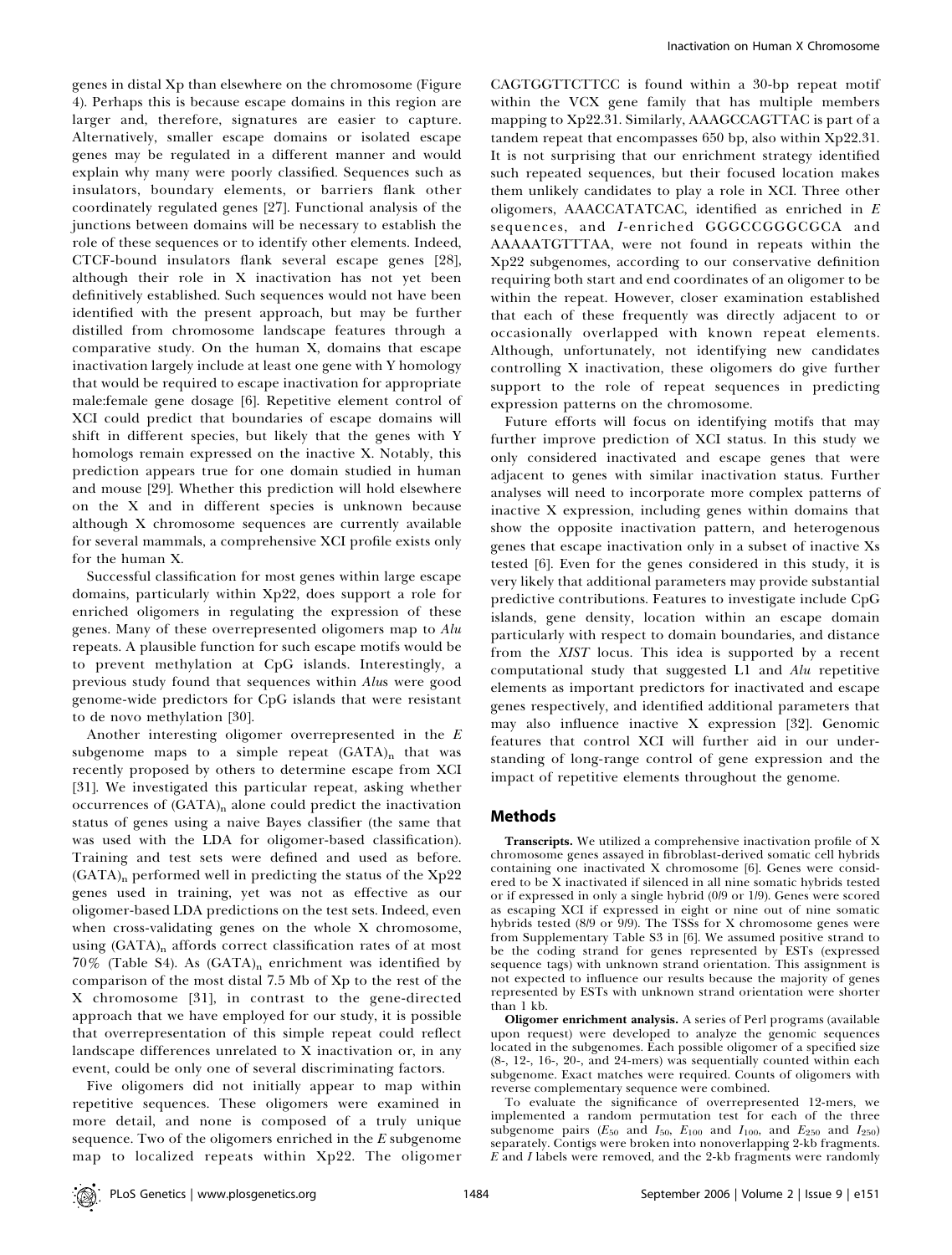genes in distal Xp than elsewhere on the chromosome (Figure 4). Perhaps this is because escape domains in this region are larger and, therefore, signatures are easier to capture. Alternatively, smaller escape domains or isolated escape genes may be regulated in a different manner and would explain why many were poorly classified. Sequences such as insulators, boundary elements, or barriers flank other coordinately regulated genes [27]. Functional analysis of the junctions between domains will be necessary to establish the role of these sequences or to identify other elements. Indeed, CTCF-bound insulators flank several escape genes [28], although their role in X inactivation has not yet been definitively established. Such sequences would not have been identified with the present approach, but may be further distilled from chromosome landscape features through a comparative study. On the human X, domains that escape inactivation largely include at least one gene with Y homology that would be required to escape inactivation for appropriate male:female gene dosage [6]. Repetitive element control of XCI could predict that boundaries of escape domains will shift in different species, but likely that the genes with Y homologs remain expressed on the inactive X. Notably, this prediction appears true for one domain studied in human and mouse [29]. Whether this prediction will hold elsewhere on the X and in different species is unknown because although X chromosome sequences are currently available for several mammals, a comprehensive XCI profile exists only for the human X.

Successful classification for most genes within large escape domains, particularly within Xp22, does support a role for enriched oligomers in regulating the expression of these genes. Many of these overrepresented oligomers map to *Alu* repeats. A plausible function for such escape motifs would be to prevent methylation at CpG islands. Interestingly, a previous study found that sequences within *Alu*s were good genome-wide predictors for CpG islands that were resistant to de novo methylation [30].

Another interesting oligomer overrepresented in the *E* subgenome maps to a simple repeat $(GATA)_n$ that was recently proposed by others to determine escape from XCI [31]. We investigated this particular repeat, asking whether occurrences of $(GATA)_n$ alone could predict the inactivation status of genes using a naive Bayes classifier (the same that was used with the LDA for oligomer-based classification). Training and test sets were defined and used as before. $(GATA)_n$ performed well in predicting the status of the Xp22 genes used in training, yet was not as effective as our oligomer-based LDA predictions on the test sets. Indeed, even when cross-validating genes on the whole X chromosome, using $(GATA)_n$ affords correct classification rates of at most 70% (Table S4). As $(GATA)_n$ enrichment was identified by comparison of the most distal 7.5 Mb of Xp to the rest of the X chromosome [31], in contrast to the gene-directed approach that we have employed for our study, it is possible that overrepresentation of this simple repeat could reflect landscape differences unrelated to X inactivation or, in any event, could be only one of several discriminating factors.

Five oligomers did not initially appear to map within repetitive sequences. These oligomers were examined in more detail, and none is composed of a truly unique sequence. Two of the oligomers enriched in the *E* subgenome map to localized repeats within Xp22. The oligomer CAGTGGTTCTTCC is found within a 30-bp repeat motif within the VCX gene family that has multiple members mapping to Xp22.31. Similarly, AAAGCCAGTTAC is part of a tandem repeat that encompasses 650 bp, also within Xp22.31. It is not surprising that our enrichment strategy identified such repeated sequences, but their focused location makes them unlikely candidates to play a role in XCI. Three other oligomers, AAACCATATCAC, identified as enriched in *E* sequences, and *I*-enriched GGGCCGGGCGCA and AAAAATGTTTAA, were not found in repeats within the Xp22 subgenomes, according to our conservative definition requiring both start and end coordinates of an oligomer to be within the repeat. However, closer examination established that each of these frequently was directly adjacent to or occasionally overlapped with known repeat elements. Although, unfortunately, not identifying new candidates controlling X inactivation, these oligomers do give further support to the role of repeat sequences in predicting expression patterns on the chromosome.

Future efforts will focus on identifying motifs that may further improve prediction of XCI status. In this study we only considered inactivated and escape genes that were adjacent to genes with similar inactivation status. Further analyses will need to incorporate more complex patterns of inactive X expression, including genes within domains that show the opposite inactivation pattern, and heterogenous genes that escape inactivation only in a subset of inactive Xs tested [6]. Even for the genes considered in this study, it is very likely that additional parameters may provide substantial predictive contributions. Features to investigate include CpG islands, gene density, location within an escape domain particularly with respect to domain boundaries, and distance from the *XIST* locus. This idea is supported by a recent computational study that suggested L1 and *Alu* repetitive elements as important predictors for inactivated and escape genes respectively, and identified additional parameters that may also influence inactive X expression [32]. Genomic features that control XCI will further aid in our understanding of long-range control of gene expression and the impact of repetitive elements throughout the genome.

## Methods

**Transcripts.** We utilized a comprehensive inactivation profile of X chromosome genes assayed in fibroblast-derived somatic cell hybrids containing one inactivated X chromosome [6]. Genes were considered to be X inactivated if silenced in all nine somatic hybrids tested or if expressed in only a single hybrid (0/9 or 1/9). Genes were scored as escaping XCI if expressed in eight or nine out of nine somatic hybrids tested (8/9 or 9/9). The TSSs for X chromosome genes were from Supplementary Table S3 in [6]. We assumed positive strand to be the coding strand for genes represented by ESTs (expressed sequence tags) with unknown strand orientation. This assignment is not expected to influence our results because the majority of genes represented by ESTs with unknown strand orientation were shorter than 1 kb.

**Oligomer enrichment analysis.** A series of Perl programs (available upon request) were developed to analyze the genomic sequences located in the subgenomes. Each possible oligomer of a specified size (8-, 12-, 16-, 20-, and 24-mers) was sequentially counted within each subgenome. Exact matches were required. Counts of oligomers with reverse complementary sequence were combined.

To evaluate the significance of overrepresented 12-mers, we implemented a random permutation test for each of the three subgenome pairs ($E_{50}$ and $I_{50}$, $E_{100}$ and $I_{100}$, and $E_{250}$ and $I_{250}$) separately. Contigs were broken into nonoverlapping 2-kb fragments. *E* and *I* labels were removed, and the 2-kb fragments were randomly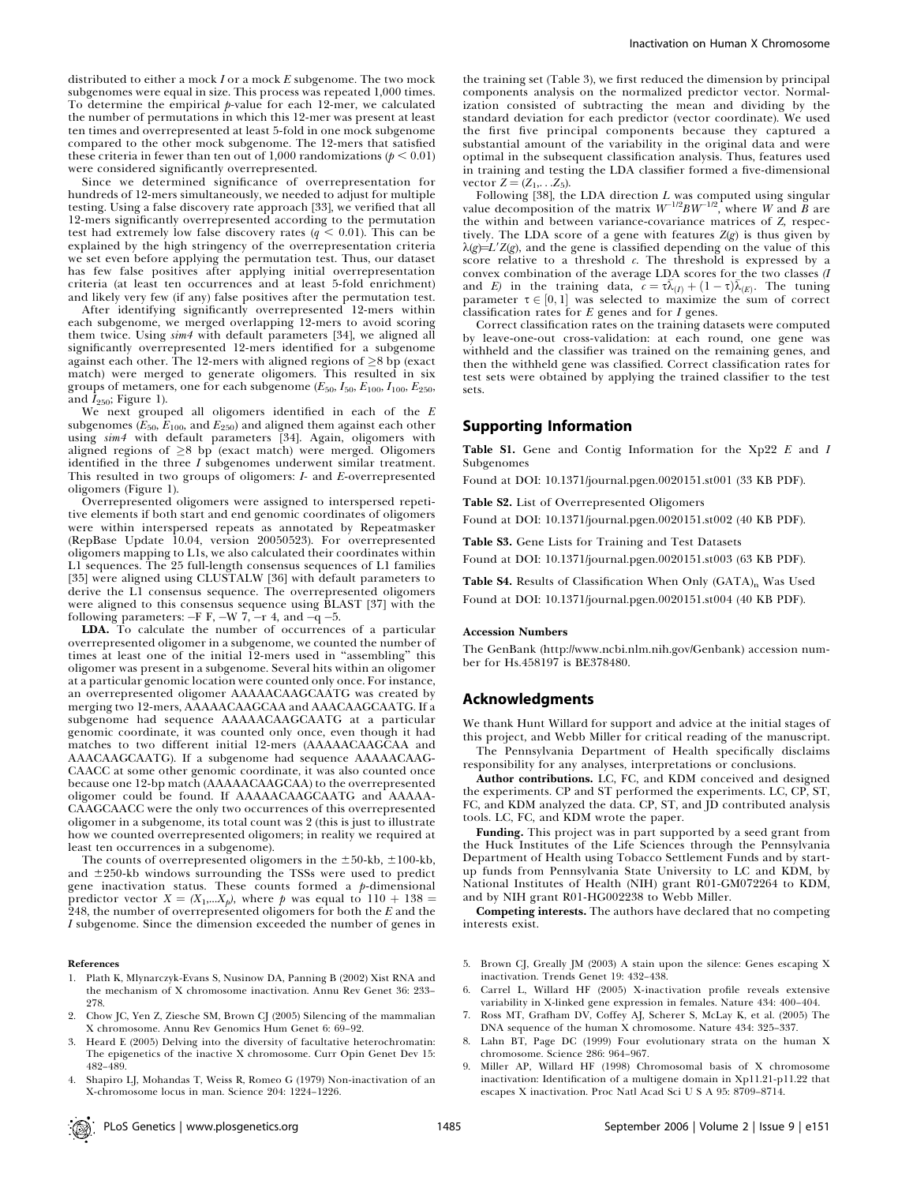distributed to either a mock $I$ or a mock $E$ subgenome. The two mock subgenomes were equal in size. This process was repeated 1,000 times. To determine the empirical $p$-value for each 12-mer, we calculated the number of permutations in which this 12-mer was present at least ten times and overrepresented at least 5-fold in one mock subgenome compared to the other mock subgenome. The 12-mers that satisfied these criteria in fewer than ten out of 1,000 randomizations ($p < 0.01$) were considered significantly overrepresented.

Since we determined significance of overrepresentation for hundreds of 12-mers simultaneously, we needed to adjust for multiple testing. Using a false discovery rate approach [33], we verified that all 12-mers significantly overrepresented according to the permutation test had extremely low false discovery rates ($q < 0.01$). This can be explained by the high stringency of the overrepresentation criteria we set even before applying the permutation test. Thus, our dataset has few false positives after applying initial overrepresentation criteria (at least ten occurrences and at least 5-fold enrichment) and likely very few (if any) false positives after the permutation test.

After identifying significantly overrepresented 12-mers within each subgenome, we merged overlapping 12-mers to avoid scoring them twice. Using *sim4* with default parameters [34], we aligned all significantly overrepresented 12-mers identified for a subgenome against each other. The 12-mers with aligned regions of ≥8 bp (exact match) were merged to generate oligomers. This resulted in six groups of metamers, one for each subgenome ($E_{50}$, $I_{50}$, $E_{100}$, $I_{100}$, $E_{250}$, and $I_{250}$; Figure 1).

We next grouped all oligomers identified in each of the $E$ subgenomes ($E_{50}$, $E_{100}$, and $E_{250}$) and aligned them against each other using *sim4* with default parameters [34]. Again, oligomers with aligned regions of ≥8 bp (exact match) were merged. Oligomers identified in the three $I$ subgenomes underwent similar treatment. This resulted in two groups of oligomers: $I$- and $E$-overrepresented oligomers (Figure 1).

Overrepresented oligomers were assigned to interspersed repetitive elements if both start and end genomic coordinates of oligomers were within interspersed repeats as annotated by Repeatmasker (RepBase Update 10.04, version 20050523). For overrepresented oligomers mapping to L1s, we also calculated their coordinates within L1 sequences. The 25 full-length consensus sequences of L1 families [35] were aligned using CLUSTALW [36] with default parameters to derive the L1 consensus sequence. The overrepresented oligomers were aligned to this consensus sequence using BLAST [37] with the following parameters: –F F, –W 7, –r 4, and –q –5.

**LDA.** To calculate the number of occurrences of a particular overrepresented oligomer in a subgenome, we counted the number of times at least one of the initial 12-mers used in "assembling" this oligomer was present in a subgenome. Several hits within an oligomer at a particular genomic location were counted only once. For instance, an overrepresented oligomer AAAAACAAGCAATG was created by merging two 12-mers, AAAAACAAGCAA and AAACAAGCAATG. If a subgenome had sequence AAAAACAAGCAATG at a particular genomic coordinate, it was counted only once, even though it had matches to two different initial 12-mers (AAAAACAAGCAA and AAACAAGCAATG). If a subgenome had sequence AAAAACAAG-CAACC at some other genomic coordinate, it was also counted once because one 12-bp match (AAAAACAAGCAA) to the overrepresented oligomer could be found. If AAAAACAAGCAATG and AAAAA-CAAGCAACC were the only two occurrences of this overrepresented oligomer in a subgenome, its total count was 2 (this is just to illustrate how we counted overrepresented oligomers; in reality we required at least ten occurrences in a subgenome).

The counts of overrepresented oligomers in the ±50-kb, ±100-kb, and ±250-kb windows surrounding the TSSs were used to predict gene inactivation status. These counts formed a $p$-dimensional predictor vector $X = (X_1,...X_p)$, where $p$ was equal to $110 + 138 = 248$, the number of overrepresented oligomers for both the $E$ and the $I$ subgenome. Since the dimension exceeded the number of genes in the training set (Table 3), we first reduced the dimension by principal components analysis on the normalized predictor vector. Normalization consisted of subtracting the mean and dividing by the standard deviation for each predictor (vector coordinate). We used the first five principal components because they captured a substantial amount of the variability in the original data and were optimal in the subsequent classification analysis. Thus, features used in training and testing the LDA classifier formed a five-dimensional vector $Z = (Z_1,...Z_5)$.

Following [38], the LDA direction $L$ was computed using singular value decomposition of the matrix $W^{-1/2}BW^{-1/2}$, where $W$ and $B$ are the within and between variance-covariance matrices of $Z$, respectively. The LDA score of a gene with features $Z(g)$ is thus given by $\lambda(g)=L'Z(g)$, and the gene is classified depending on the value of this score relative to a threshold $c$. The threshold is expressed by a convex combination of the average LDA scores for the two classes ($I$ and $E$) in the training data, $c = \tau\bar{\lambda}_{(I)} + (1 - \tau)\bar{\lambda}_{(E)}$. The tuning parameter $\tau \in [0, 1]$ was selected to maximize the sum of correct classification rates for $E$ genes and for $I$ genes.

Correct classification rates on the training datasets were computed by leave-one-out cross-validation: at each round, one gene was withheld and the classifier was trained on the remaining genes, and then the withheld gene was classified. Correct classification rates for test sets were obtained by applying the trained classifier to the test sets.

## Supporting Information

**Table S1.** Gene and Contig Information for the Xp22 $E$ and $I$ Subgenomes

Found at DOI: 10.1371/journal.pgen.0020151.st001 (33 KB PDF).

**Table S2.** List of Overrepresented Oligomers

Found at DOI: 10.1371/journal.pgen.0020151.st002 (40 KB PDF).

**Table S3.** Gene Lists for Training and Test Datasets

Found at DOI: 10.1371/journal.pgen.0020151.st003 (63 KB PDF).

**Table S4.** Results of Classification When Only $(GATA)_n$ Was Used

Found at DOI: 10.1371/journal.pgen.0020151.st004 (40 KB PDF).

### Accession Numbers

The GenBank (http://www.ncbi.nlm.nih.gov/Genbank) accession number for Hs.458197 is BE378480.

## Acknowledgments

We thank Hunt Willard for support and advice at the initial stages of this project, and Webb Miller for critical reading of the manuscript.

The Pennsylvania Department of Health specifically disclaims responsibility for any analyses, interpretations or conclusions.

**Author contributions.** LC, FC, and KDM conceived and designed the experiments. CP and ST performed the experiments. LC, CP, ST, FC, and KDM analyzed the data. CP, ST, and JD contributed analysis tools. LC, FC, and KDM wrote the paper.

**Funding.** This project was in part supported by a seed grant from the Huck Institutes of the Life Sciences through the Pennsylvania Department of Health using Tobacco Settlement Funds and by start-up funds from Pennsylvania State University to LC and KDM, by National Institutes of Health (NIH) grant R01-GM072264 to KDM, and by NIH grant R01-HG002238 to Webb Miller.

**Competing interests.** The authors have declared that no competing interests exist.

## References

1. Plath K, Mlynarczyk-Evans S, Nusinow DA, Panning B (2002) Xist RNA and the mechanism of X chromosome inactivation. Annu Rev Genet 36: 233–278.
2. Chow JC, Yen Z, Ziesche SM, Brown CJ (2005) Silencing of the mammalian X chromosome. Annu Rev Genomics Hum Genet 6: 69–92.
3. Heard E (2005) Delving into the diversity of facultative heterochromatin: The epigenetics of the inactive X chromosome. Curr Opin Genet Dev 15: 482–489.
4. Shapiro LJ, Mohandas T, Weiss R, Romeo G (1979) Non-inactivation of an X-chromosome locus in man. Science 204: 1224–1226.
5. Brown CJ, Greally JM (2003) A stain upon the silence: Genes escaping X inactivation. Trends Genet 19: 432–438.
6. Carrel L, Willard HF (2005) X-inactivation profile reveals extensive variability in X-linked gene expression in females. Nature 434: 400–404.
7. Ross MT, Grafham DV, Coffey AJ, Scherer S, McLay K, et al. (2005) The DNA sequence of the human X chromosome. Nature 434: 325–337.
8. Lahn BT, Page DC (1999) Four evolutionary strata on the human X chromosome. Science 286: 964–967.
9. Miller AP, Willard HF (1998) Chromosomal basis of X chromosome inactivation: Identification of a multigene domain in Xp11.21-p11.22 that escapes X inactivation. Proc Natl Acad Sci U S A 95: 8709–8714.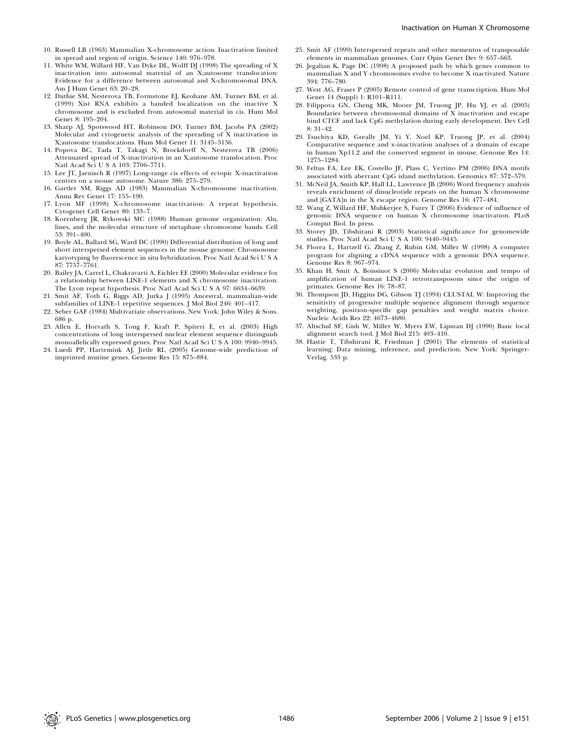10. Russell LB (1963) Mammalian X-chromosome action: Inactivation limited in spread and region of origin. Science 140: 976–978.
11. White WM, Willard HF, Van Dyke DL, Wolff DJ (1998) The spreading of X inactivation into autosomal material of an X;autosome translocation: Evidence for a difference between autosomal and X-chromosomal DNA. Am J Hum Genet 63: 20–28.
12. Duthie SM, Nesterova TB, Formstone EJ, Keohane AM, Turner BM, et al. (1999) Xist RNA exhibits a banded localization on the inactive X chromosome and is excluded from autosomal material in cis. Hum Mol Genet 8: 195–204.
13. Sharp AJ, Spotswood HT, Robinson DO, Turner BM, Jacobs PA (2002) Molecular and cytogenetic analysis of the spreading of X inactivation in X;autosome translocations. Hum Mol Genet 11: 3145–3156.
14. Popova BC, Tada T, Takagi N, Brockdorff N, Nesterova TB (2006) Attenuated spread of X-inactivation in an X;autosome translocation. Proc Natl Acad Sci U S A 103: 7706–7711.
15. Lee JT, Jaenisch R (1997) Long-range cis effects of ectopic X-inactivation centres on a mouse autosome. Nature 386: 275–279.
16. Gartler SM, Riggs AD (1983) Mammalian X-chromosome inactivation. Annu Rev Genet 17: 155–190.
17. Lyon MF (1998) X-chromosome inactivation: A repeat hypothesis. Cytogenet Cell Genet 80: 133–7.
18. Korenberg JR, Rykowski MC (1988) Human genome organization: Alu, lines, and the molecular structure of metaphase chromosome bands. Cell 53: 391–400.
19. Boyle AL, Ballard SG, Ward DC (1990) Differential distribution of long and short interspersed element sequences in the mouse genome: Chromosome karyotyping by fluorescence in situ hybridization. Proc Natl Acad Sci U S A 87: 7757–7761.
20. Bailey JA, Carrel L, Chakravarti A, Eichler EE (2000) Molecular evidence for a relationship between LINE-1 elements and X chromosome inactivation: The Lyon repeat hypothesis. Proc Natl Acad Sci U S A 97: 6634–6639.
21. Smit AF, Toth G, Riggs AD, Jurka J (1995) Ancestral, mammalian-wide subfamilies of LINE-1 repetitive sequences. J Mol Biol 246: 401–417.
22. Seber GAF (1984) Multivariate observations. New York: John Wiley & Sons. 686 p.
23. Allen E, Horvath S, Tong F, Kraft P, Spiteri E, et al. (2003) High concentrations of long interspersed nuclear element sequence distinguish monoallelically expressed genes. Proc Natl Acad Sci U S A 100: 9940–9945.
24. Luedi PP, Hartemink AJ, Jirtle RL (2005) Genome-wide prediction of imprinted murine genes. Genome Res 15: 875–884.
25. Smit AF (1999) Interspersed repeats and other mementos of transposable elements in mammalian genomes. Curr Opin Genet Dev 9: 657–663.
26. Jegalian K, Page DC (1998) A proposed path by which genes common to mammalian X and Y chromosomes evolve to become X inactivated. Nature 394: 776–780.
27. West AG, Fraser P (2005) Remote control of gene transcription. Hum Mol Genet 14 (Suppl) 1: R101–R111.
28. Filippova GN, Cheng MK, Moore JM, Truong JP, Hu YJ, et al. (2005) Boundaries between chromosomal domains of X inactivation and escape bind CTCF and lack CpG methylation during early development. Dev Cell 8: 31–42.
29. Tsuchiya KD, Greally JM, Yi Y, Noel KP, Truong JP, et al. (2004) Comparative sequence and x-inactivation analyses of a domain of escape in human Xp11.2 and the conserved segment in mouse. Genome Res 14: 1275–1284.
30. Feltus FA, Lee EK, Costello JF, Plass C, Vertino PM (2006) DNA motifs associated with aberrant CpG island methylation. Genomics 87: 572–579.
31. McNeil JA, Smith KP, Hall LL, Lawrence JB (2006) Word frequency analysis reveals enrichment of dinucleotide repeats on the human X chromosome and [GATA]n in the X escape region. Genome Res 16: 477–484.
32. Wang Z, Willard HF, Muhkerjee S, Furey T (2006) Evidence of influence of genomic DNA sequence on human X chromosome inactivation. PLoS Comput Biol. In press.
33. Storey JD, Tibshirani R (2003) Statistical significance for genomewide studies. Proc Natl Acad Sci U S A 100: 9440–9445.
34. Florea L, Hartzell G, Zhang Z, Rubin GM, Miller W (1998) A computer program for aligning a cDNA sequence with a genomic DNA sequence. Genome Res 8: 967–974.
35. Khan H, Smit A, Boissinot S (2006) Molecular evolution and tempo of amplification of human LINE-1 retrotransposons since the origin of primates. Genome Res 16: 78–87.
36. Thompson JD, Higgins DG, Gibson TJ (1994) CLUSTAL W: Improving the sensitivity of progressive multiple sequence alignment through sequence weighting, position-specific gap penalties and weight matrix choice. Nucleic Acids Res 22: 4673–4680.
37. Altschul SF, Gish W, Miller W, Myers EW, Lipman DJ (1990) Basic local alignment search tool. J Mol Biol 215: 403–410.
38. Hastie T, Tibshirani R, Friedman J (2001) The elements of statistical learning: Data mining, inference, and prediction. New York: Springer-Verlag. 533 p.